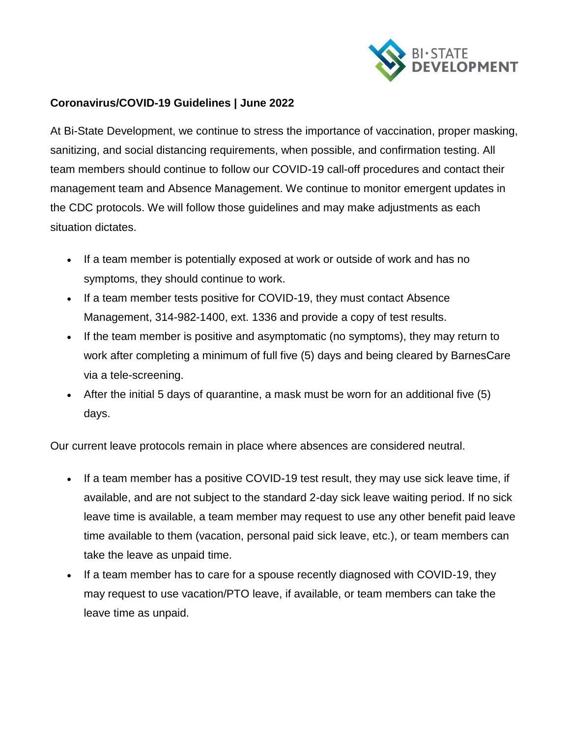BI·STATE DEVELOPMENT

**Coronavirus/COVID-19 Guidelines | June 2022**

At Bi-State Development, we continue to stress the importance of vaccination, proper masking, sanitizing, and social distancing requirements, when possible, and confirmation testing. All team members should continue to follow our COVID-19 call-off procedures and contact their management team and Absence Management. We continue to monitor emergent updates in the CDC protocols. We will follow those guidelines and may make adjustments as each situation dictates.

- If a team member is potentially exposed at work or outside of work and has no symptoms, they should continue to work.
- If a team member tests positive for COVID-19, they must contact Absence Management, 314-982-1400, ext. 1336 and provide a copy of test results.
- If the team member is positive and asymptomatic (no symptoms), they may return to work after completing a minimum of full five (5) days and being cleared by BarnesCare via a tele-screening.
- After the initial 5 days of quarantine, a mask must be worn for an additional five (5) days.

Our current leave protocols remain in place where absences are considered neutral.

- If a team member has a positive COVID-19 test result, they may use sick leave time, if available, and are not subject to the standard 2-day sick leave waiting period. If no sick leave time is available, a team member may request to use any other benefit paid leave time available to them (vacation, personal paid sick leave, etc.), or team members can take the leave as unpaid time.
- If a team member has to care for a spouse recently diagnosed with COVID-19, they may request to use vacation/PTO leave, if available, or team members can take the leave time as unpaid.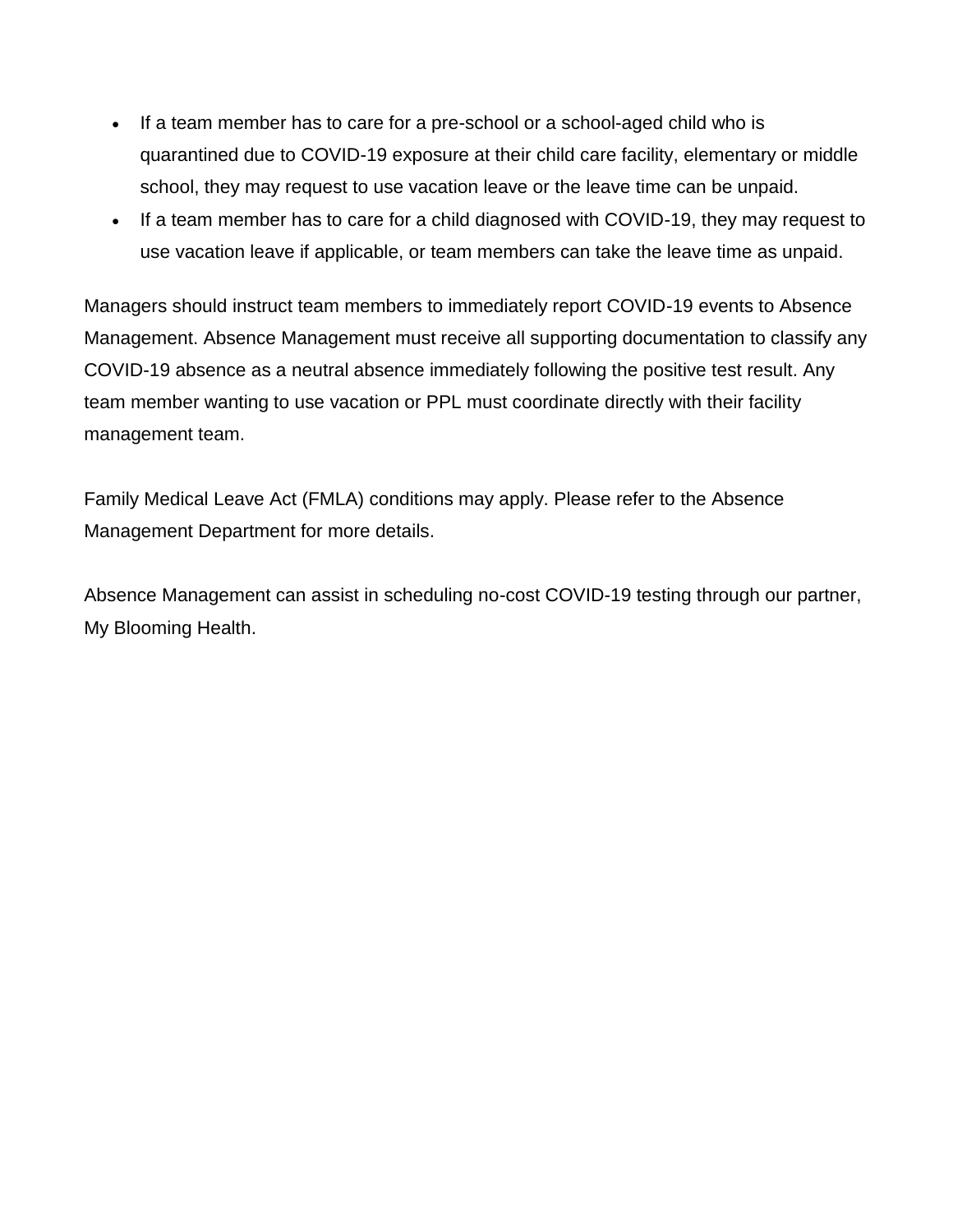- If a team member has to care for a pre-school or a school-aged child who is quarantined due to COVID-19 exposure at their child care facility, elementary or middle school, they may request to use vacation leave or the leave time can be unpaid.
- If a team member has to care for a child diagnosed with COVID-19, they may request to use vacation leave if applicable, or team members can take the leave time as unpaid.

Managers should instruct team members to immediately report COVID-19 events to Absence Management. Absence Management must receive all supporting documentation to classify any COVID-19 absence as a neutral absence immediately following the positive test result. Any team member wanting to use vacation or PPL must coordinate directly with their facility management team.

Family Medical Leave Act (FMLA) conditions may apply. Please refer to the Absence Management Department for more details.

Absence Management can assist in scheduling no-cost COVID-19 testing through our partner, My Blooming Health.